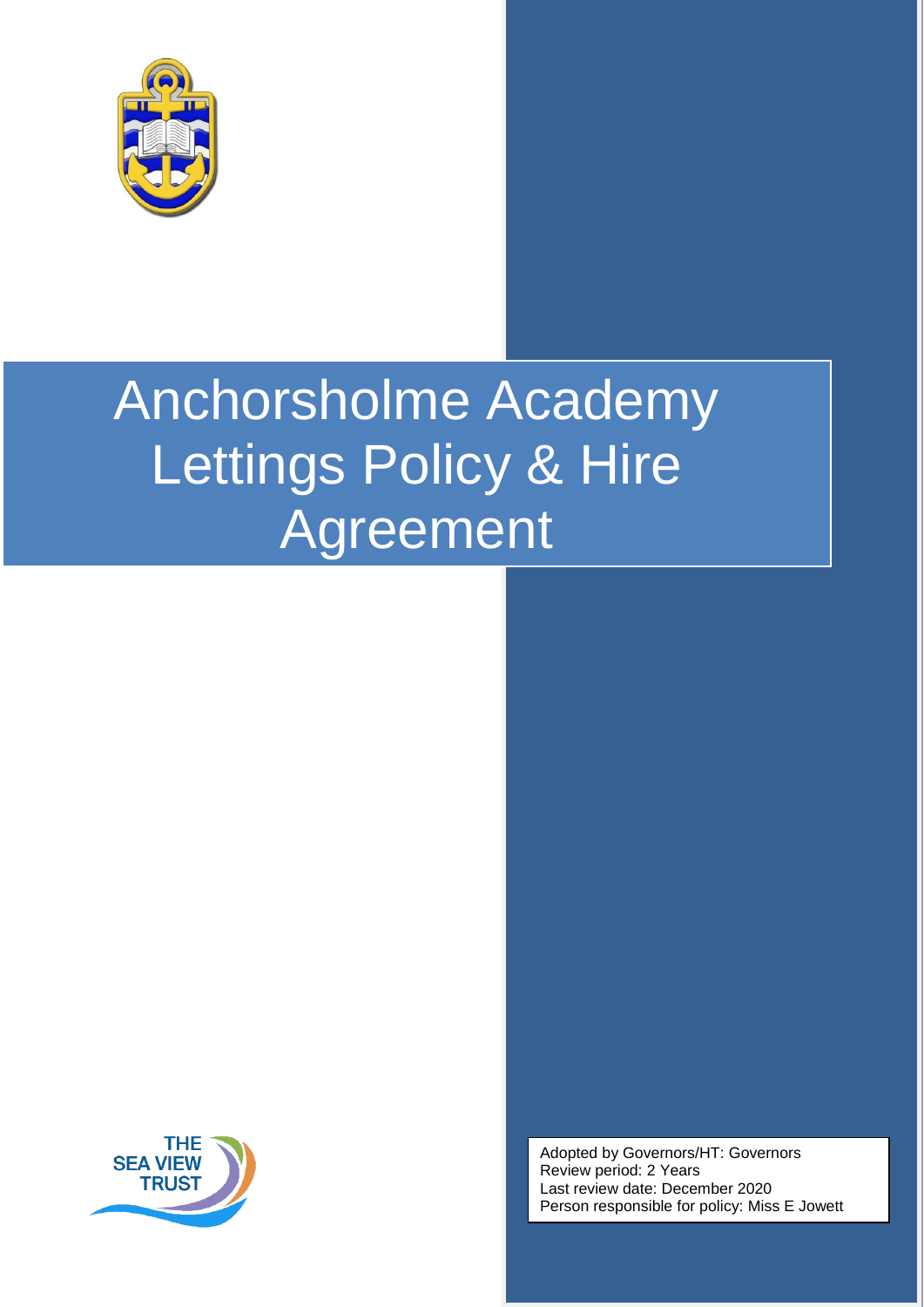# Anchorsholme Academy Lettings Policy & Hire Agreement

THE SEA VIEW TRUST

Adopted by Governors/HT: Governors
Review period: 2 Years
Last review date: December 2020
Person responsible for policy: Miss E Jowett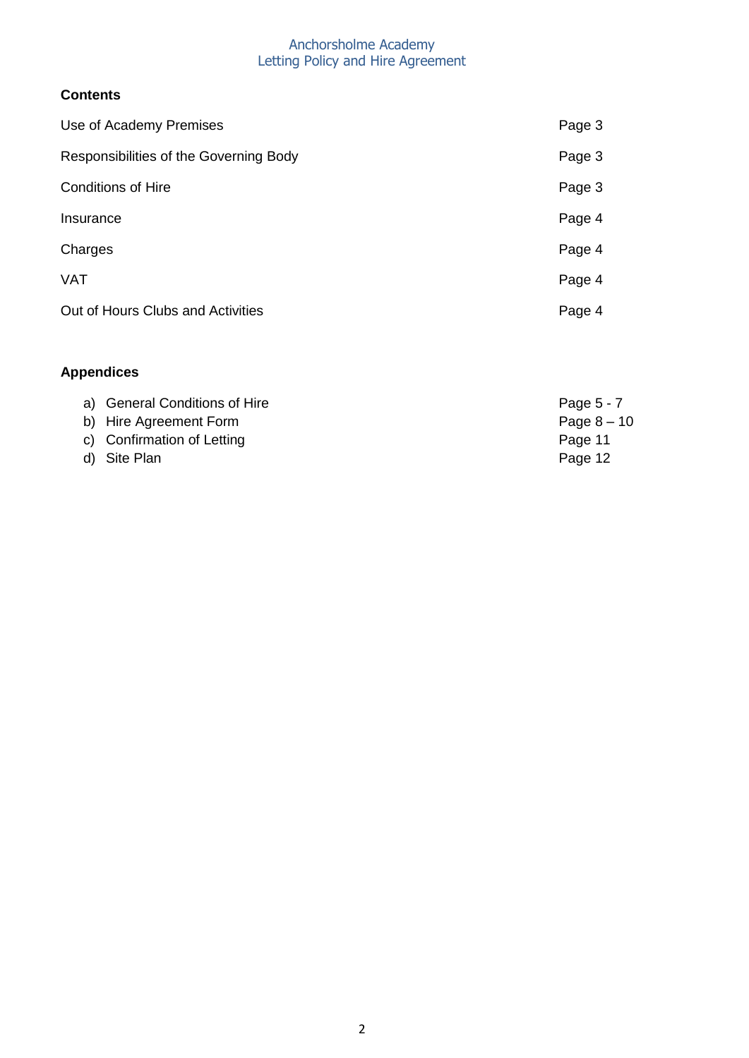# Anchorsholme Academy
## Letting Policy and Hire Agreement

**Contents**

| | |
|---|---|
| Use of Academy Premises | Page 3 |
| Responsibilities of the Governing Body | Page 3 |
| Conditions of Hire | Page 3 |
| Insurance | Page 4 |
| Charges | Page 4 |
| VAT | Page 4 |
| Out of Hours Clubs and Activities | Page 4 |

**Appendices**

| | |
|---|---|
| a) General Conditions of Hire | Page 5 - 7 |
| b) Hire Agreement Form | Page 8 – 10 |
| c) Confirmation of Letting | Page 11 |
| d) Site Plan | Page 12 |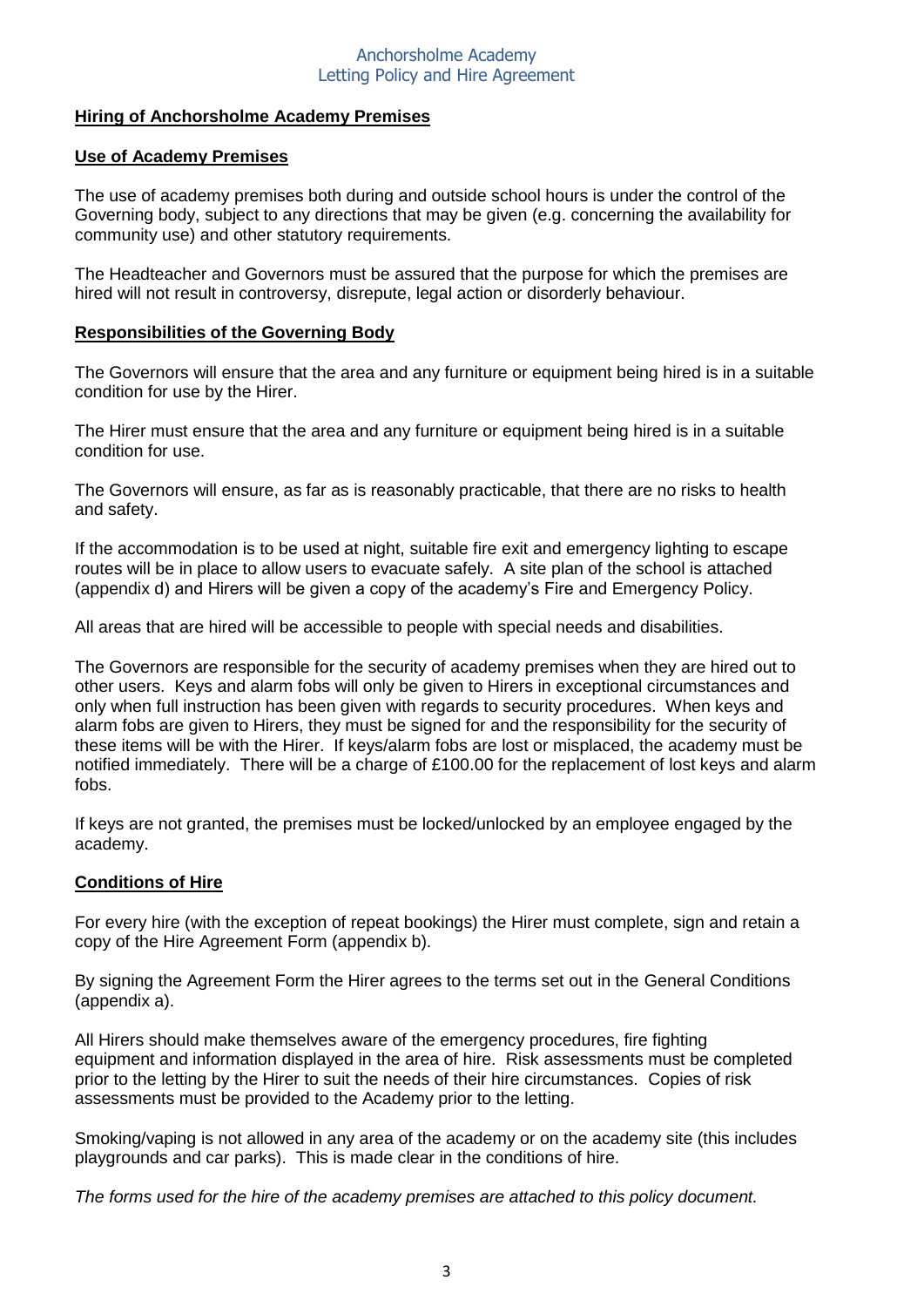## Hiring of Anchorsholme Academy Premises

### Use of Academy Premises

The use of academy premises both during and outside school hours is under the control of the Governing body, subject to any directions that may be given (e.g. concerning the availability for community use) and other statutory requirements.

The Headteacher and Governors must be assured that the purpose for which the premises are hired will not result in controversy, disrepute, legal action or disorderly behaviour.

### Responsibilities of the Governing Body

The Governors will ensure that the area and any furniture or equipment being hired is in a suitable condition for use by the Hirer.

The Hirer must ensure that the area and any furniture or equipment being hired is in a suitable condition for use.

The Governors will ensure, as far as is reasonably practicable, that there are no risks to health and safety.

If the accommodation is to be used at night, suitable fire exit and emergency lighting to escape routes will be in place to allow users to evacuate safely. A site plan of the school is attached (appendix d) and Hirers will be given a copy of the academy's Fire and Emergency Policy.

All areas that are hired will be accessible to people with special needs and disabilities.

The Governors are responsible for the security of academy premises when they are hired out to other users. Keys and alarm fobs will only be given to Hirers in exceptional circumstances and only when full instruction has been given with regards to security procedures. When keys and alarm fobs are given to Hirers, they must be signed for and the responsibility for the security of these items will be with the Hirer. If keys/alarm fobs are lost or misplaced, the academy must be notified immediately. There will be a charge of £100.00 for the replacement of lost keys and alarm fobs.

If keys are not granted, the premises must be locked/unlocked by an employee engaged by the academy.

### Conditions of Hire

For every hire (with the exception of repeat bookings) the Hirer must complete, sign and retain a copy of the Hire Agreement Form (appendix b).

By signing the Agreement Form the Hirer agrees to the terms set out in the General Conditions (appendix a).

All Hirers should make themselves aware of the emergency procedures, fire fighting equipment and information displayed in the area of hire. Risk assessments must be completed prior to the letting by the Hirer to suit the needs of their hire circumstances. Copies of risk assessments must be provided to the Academy prior to the letting.

Smoking/vaping is not allowed in any area of the academy or on the academy site (this includes playgrounds and car parks). This is made clear in the conditions of hire.

*The forms used for the hire of the academy premises are attached to this policy document.*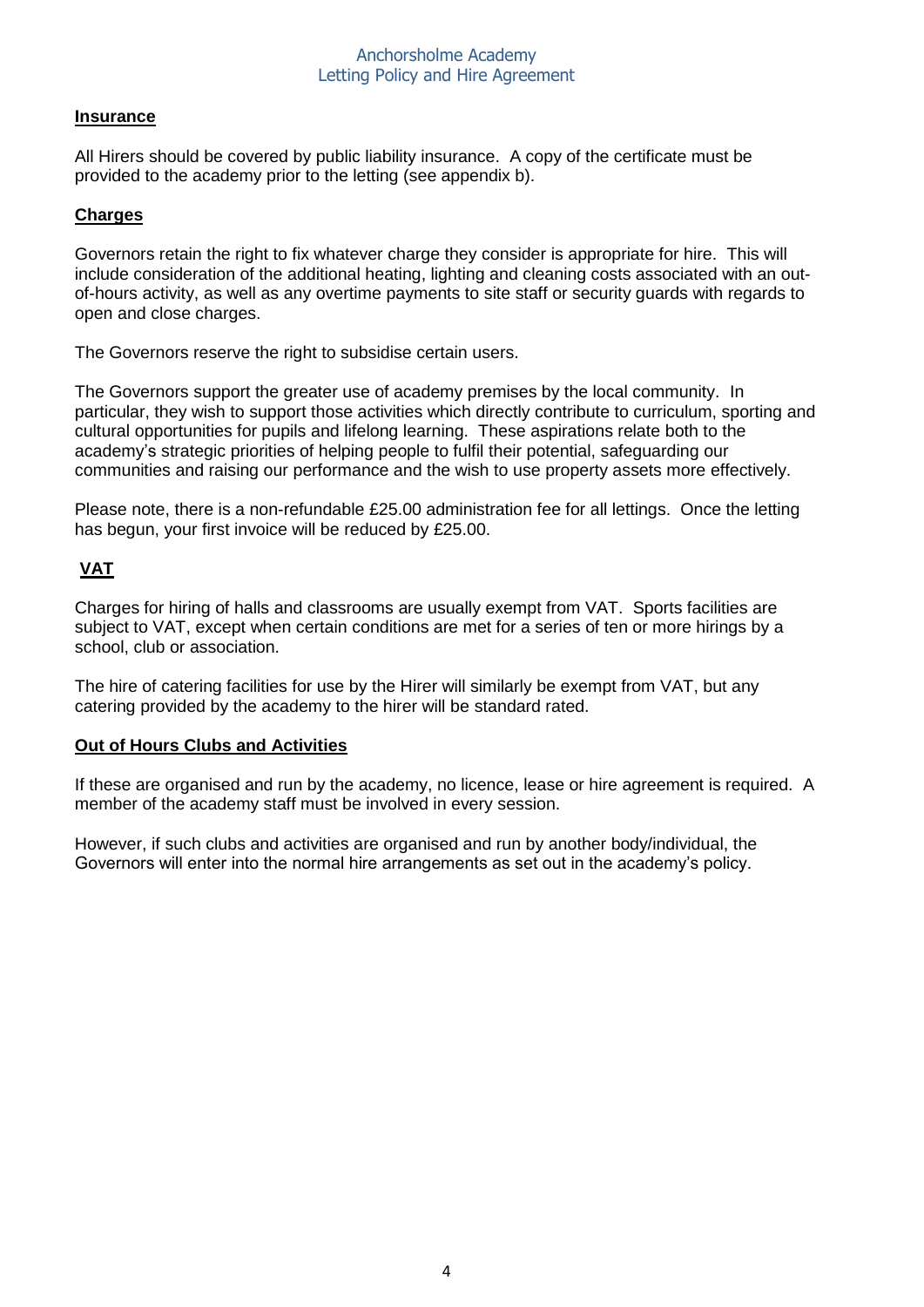## Insurance

All Hirers should be covered by public liability insurance. A copy of the certificate must be provided to the academy prior to the letting (see appendix b).

## Charges

Governors retain the right to fix whatever charge they consider is appropriate for hire. This will include consideration of the additional heating, lighting and cleaning costs associated with an out-of-hours activity, as well as any overtime payments to site staff or security guards with regards to open and close charges.

The Governors reserve the right to subsidise certain users.

The Governors support the greater use of academy premises by the local community. In particular, they wish to support those activities which directly contribute to curriculum, sporting and cultural opportunities for pupils and lifelong learning. These aspirations relate both to the academy's strategic priorities of helping people to fulfil their potential, safeguarding our communities and raising our performance and the wish to use property assets more effectively.

Please note, there is a non-refundable £25.00 administration fee for all lettings. Once the letting has begun, your first invoice will be reduced by £25.00.

## VAT

Charges for hiring of halls and classrooms are usually exempt from VAT. Sports facilities are subject to VAT, except when certain conditions are met for a series of ten or more hirings by a school, club or association.

The hire of catering facilities for use by the Hirer will similarly be exempt from VAT, but any catering provided by the academy to the hirer will be standard rated.

## Out of Hours Clubs and Activities

If these are organised and run by the academy, no licence, lease or hire agreement is required. A member of the academy staff must be involved in every session.

However, if such clubs and activities are organised and run by another body/individual, the Governors will enter into the normal hire arrangements as set out in the academy's policy.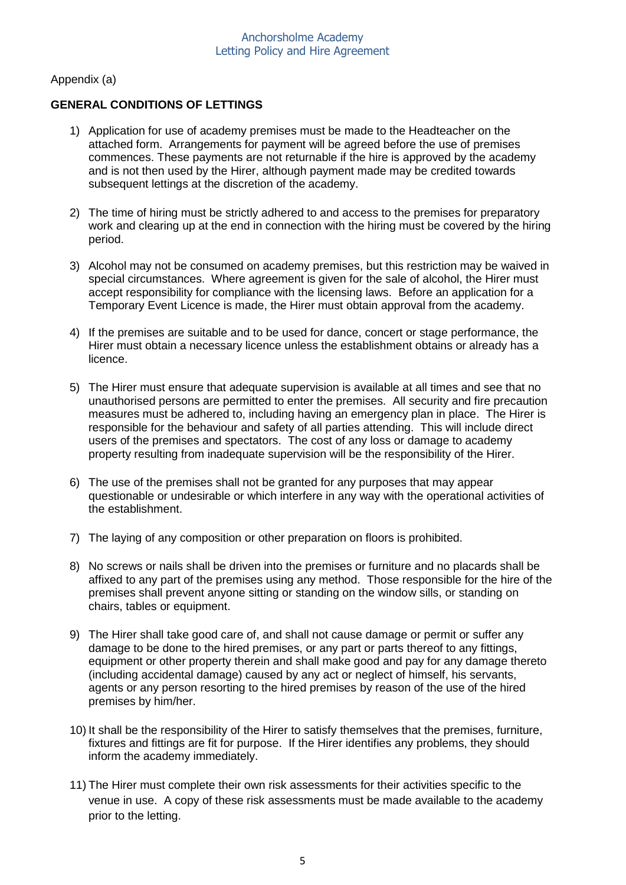Appendix (a)

## GENERAL CONDITIONS OF LETTINGS

1) Application for use of academy premises must be made to the Headteacher on the attached form. Arrangements for payment will be agreed before the use of premises commences. These payments are not returnable if the hire is approved by the academy and is not then used by the Hirer, although payment made may be credited towards subsequent lettings at the discretion of the academy.

2) The time of hiring must be strictly adhered to and access to the premises for preparatory work and clearing up at the end in connection with the hiring must be covered by the hiring period.

3) Alcohol may not be consumed on academy premises, but this restriction may be waived in special circumstances. Where agreement is given for the sale of alcohol, the Hirer must accept responsibility for compliance with the licensing laws. Before an application for a Temporary Event Licence is made, the Hirer must obtain approval from the academy.

4) If the premises are suitable and to be used for dance, concert or stage performance, the Hirer must obtain a necessary licence unless the establishment obtains or already has a licence.

5) The Hirer must ensure that adequate supervision is available at all times and see that no unauthorised persons are permitted to enter the premises. All security and fire precaution measures must be adhered to, including having an emergency plan in place. The Hirer is responsible for the behaviour and safety of all parties attending. This will include direct users of the premises and spectators. The cost of any loss or damage to academy property resulting from inadequate supervision will be the responsibility of the Hirer.

6) The use of the premises shall not be granted for any purposes that may appear questionable or undesirable or which interfere in any way with the operational activities of the establishment.

7) The laying of any composition or other preparation on floors is prohibited.

8) No screws or nails shall be driven into the premises or furniture and no placards shall be affixed to any part of the premises using any method. Those responsible for the hire of the premises shall prevent anyone sitting or standing on the window sills, or standing on chairs, tables or equipment.

9) The Hirer shall take good care of, and shall not cause damage or permit or suffer any damage to be done to the hired premises, or any part or parts thereof to any fittings, equipment or other property therein and shall make good and pay for any damage thereto (including accidental damage) caused by any act or neglect of himself, his servants, agents or any person resorting to the hired premises by reason of the use of the hired premises by him/her.

10) It shall be the responsibility of the Hirer to satisfy themselves that the premises, furniture, fixtures and fittings are fit for purpose. If the Hirer identifies any problems, they should inform the academy immediately.

11) The Hirer must complete their own risk assessments for their activities specific to the venue in use. A copy of these risk assessments must be made available to the academy prior to the letting.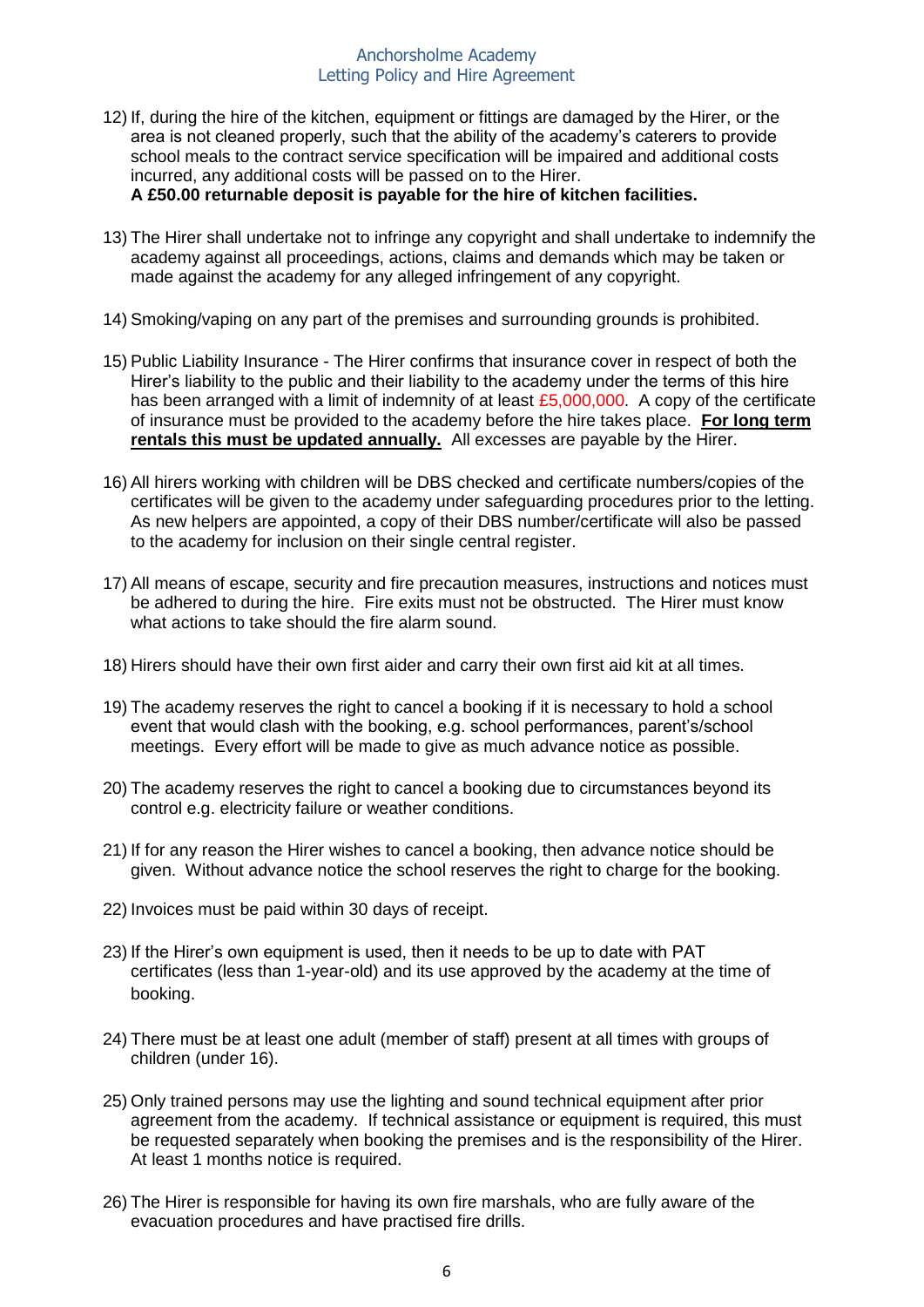12) If, during the hire of the kitchen, equipment or fittings are damaged by the Hirer, or the area is not cleaned properly, such that the ability of the academy's caterers to provide school meals to the contract service specification will be impaired and additional costs incurred, any additional costs will be passed on to the Hirer.
**A £50.00 returnable deposit is payable for the hire of kitchen facilities.**

13) The Hirer shall undertake not to infringe any copyright and shall undertake to indemnify the academy against all proceedings, actions, claims and demands which may be taken or made against the academy for any alleged infringement of any copyright.

14) Smoking/vaping on any part of the premises and surrounding grounds is prohibited.

15) Public Liability Insurance - The Hirer confirms that insurance cover in respect of both the Hirer's liability to the public and their liability to the academy under the terms of this hire has been arranged with a limit of indemnity of at least £5,000,000. A copy of the certificate of insurance must be provided to the academy before the hire takes place. **For long term rentals this must be updated annually.** All excesses are payable by the Hirer.

16) All hirers working with children will be DBS checked and certificate numbers/copies of the certificates will be given to the academy under safeguarding procedures prior to the letting. As new helpers are appointed, a copy of their DBS number/certificate will also be passed to the academy for inclusion on their single central register.

17) All means of escape, security and fire precaution measures, instructions and notices must be adhered to during the hire. Fire exits must not be obstructed. The Hirer must know what actions to take should the fire alarm sound.

18) Hirers should have their own first aider and carry their own first aid kit at all times.

19) The academy reserves the right to cancel a booking if it is necessary to hold a school event that would clash with the booking, e.g. school performances, parent's/school meetings. Every effort will be made to give as much advance notice as possible.

20) The academy reserves the right to cancel a booking due to circumstances beyond its control e.g. electricity failure or weather conditions.

21) If for any reason the Hirer wishes to cancel a booking, then advance notice should be given. Without advance notice the school reserves the right to charge for the booking.

22) Invoices must be paid within 30 days of receipt.

23) If the Hirer's own equipment is used, then it needs to be up to date with PAT certificates (less than 1-year-old) and its use approved by the academy at the time of booking.

24) There must be at least one adult (member of staff) present at all times with groups of children (under 16).

25) Only trained persons may use the lighting and sound technical equipment after prior agreement from the academy. If technical assistance or equipment is required, this must be requested separately when booking the premises and is the responsibility of the Hirer. At least 1 months notice is required.

26) The Hirer is responsible for having its own fire marshals, who are fully aware of the evacuation procedures and have practised fire drills.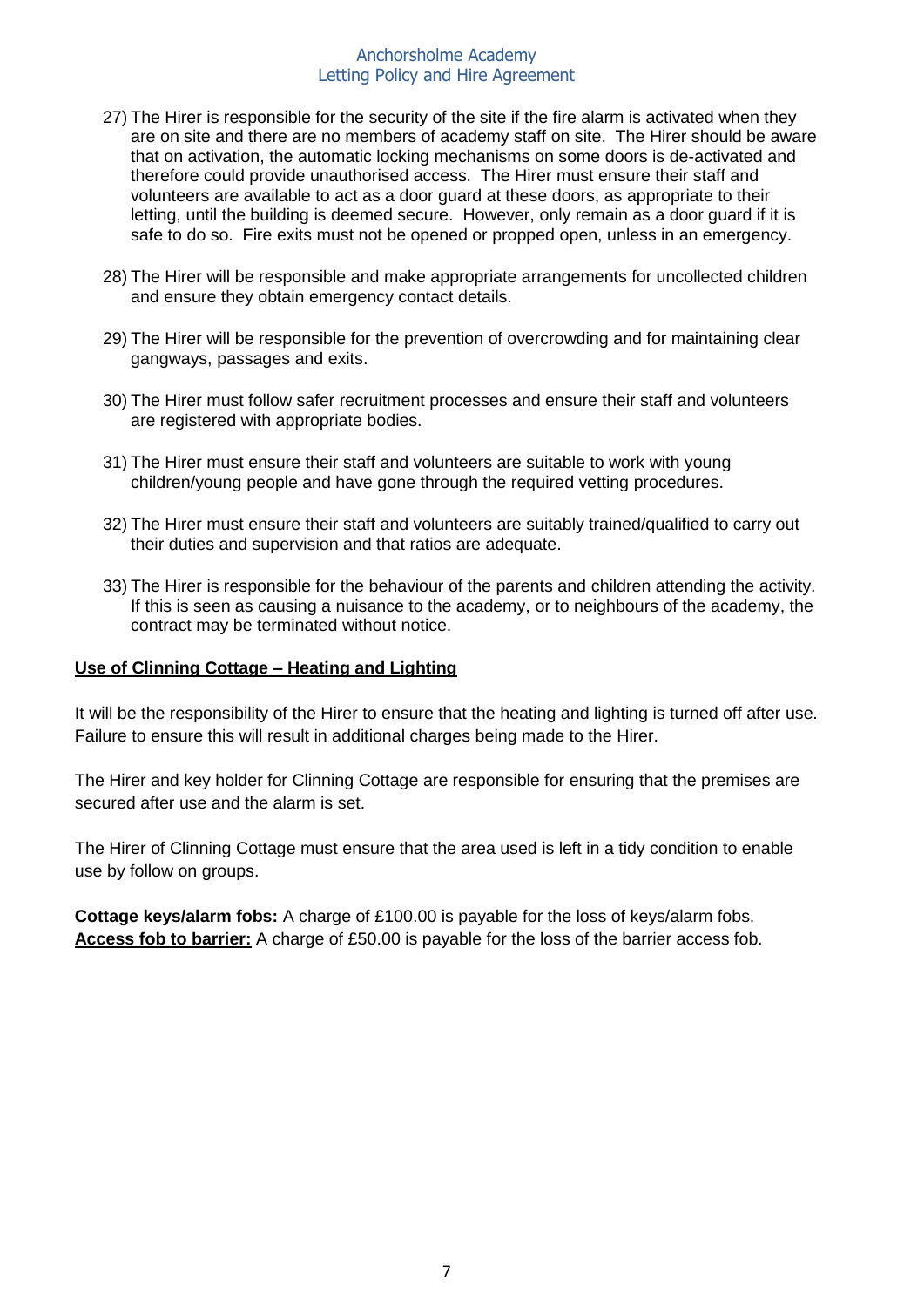27) The Hirer is responsible for the security of the site if the fire alarm is activated when they are on site and there are no members of academy staff on site. The Hirer should be aware that on activation, the automatic locking mechanisms on some doors is de-activated and therefore could provide unauthorised access. The Hirer must ensure their staff and volunteers are available to act as a door guard at these doors, as appropriate to their letting, until the building is deemed secure. However, only remain as a door guard if it is safe to do so. Fire exits must not be opened or propped open, unless in an emergency.

28) The Hirer will be responsible and make appropriate arrangements for uncollected children and ensure they obtain emergency contact details.

29) The Hirer will be responsible for the prevention of overcrowding and for maintaining clear gangways, passages and exits.

30) The Hirer must follow safer recruitment processes and ensure their staff and volunteers are registered with appropriate bodies.

31) The Hirer must ensure their staff and volunteers are suitable to work with young children/young people and have gone through the required vetting procedures.

32) The Hirer must ensure their staff and volunteers are suitably trained/qualified to carry out their duties and supervision and that ratios are adequate.

33) The Hirer is responsible for the behaviour of the parents and children attending the activity. If this is seen as causing a nuisance to the academy, or to neighbours of the academy, the contract may be terminated without notice.

## Use of Clinning Cottage – Heating and Lighting

It will be the responsibility of the Hirer to ensure that the heating and lighting is turned off after use. Failure to ensure this will result in additional charges being made to the Hirer.

The Hirer and key holder for Clinning Cottage are responsible for ensuring that the premises are secured after use and the alarm is set.

The Hirer of Clinning Cottage must ensure that the area used is left in a tidy condition to enable use by follow on groups.

**Cottage keys/alarm fobs:** A charge of £100.00 is payable for the loss of keys/alarm fobs.
**Access fob to barrier:** A charge of £50.00 is payable for the loss of the barrier access fob.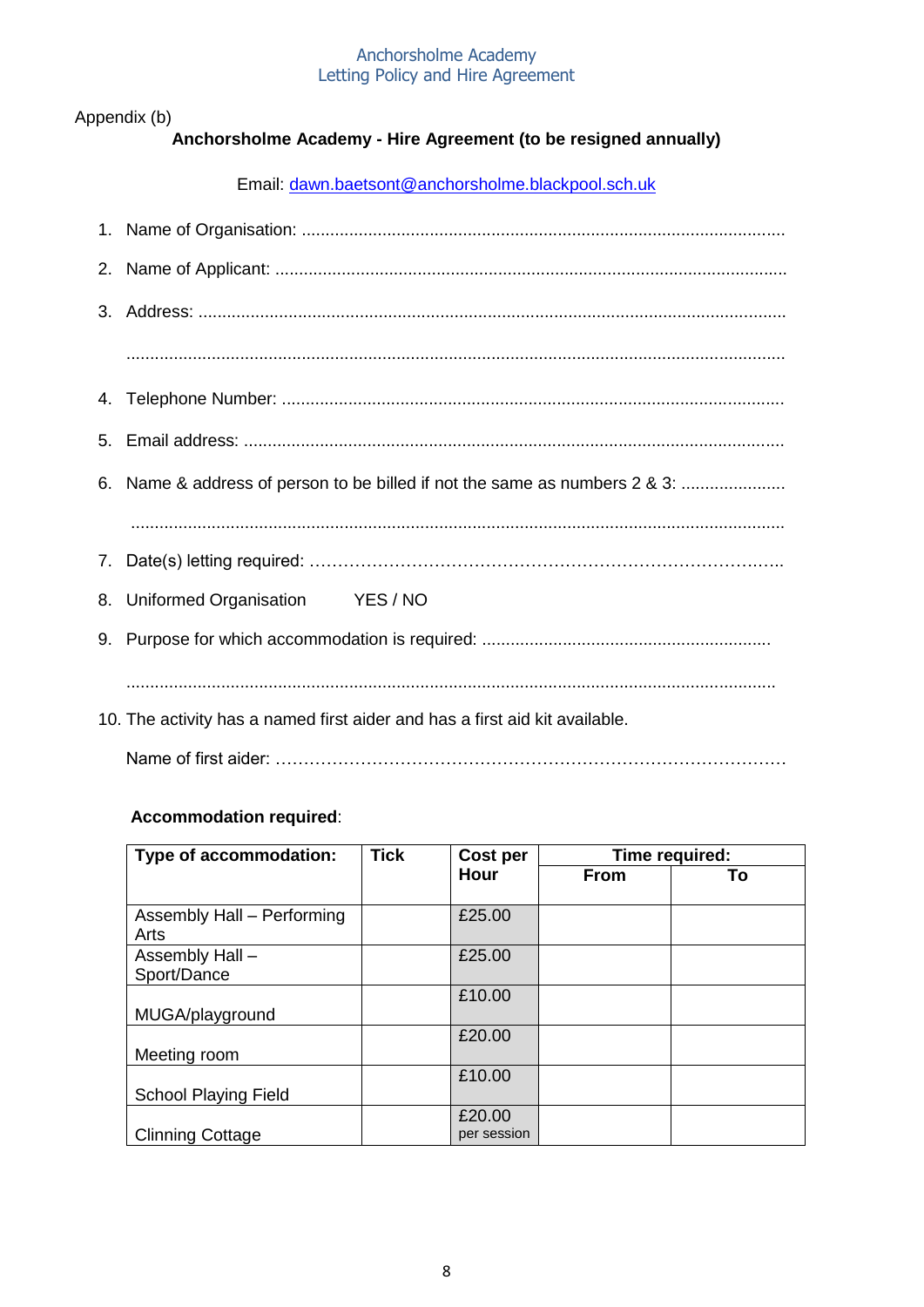Appendix (b)

**Anchorsholme Academy - Hire Agreement (to be resigned annually)**

Email: dawn.baetsont@anchorsholme.blackpool.sch.uk

1. Name of Organisation: ....................................................................................................
2. Name of Applicant: ..........................................................................................................
3. Address: ..........................................................................................................................

   ..........................................................................................................................
4. Telephone Number: ........................................................................................................
5. Email address: ................................................................................................................
6. Name & address of person to be billed if not the same as numbers 2 & 3: ......................

   ..........................................................................................................................
7. Date(s) letting required: ………………………………………………………………………..
8. Uniformed Organisation YES / NO
9. Purpose for which accommodation is required: ............................................................

   ..........................................................................................................................
10. The activity has a named first aider and has a first aid kit available.

    Name of first aider: ……………………………………………………………………………

**Accommodation required**:

| Type of accommodation: | Tick | Cost per Hour | Time required: | |
|---|---|---|---|---|
| | | | **From** | **To** |
| Assembly Hall – Performing Arts | | £25.00 | | |
| Assembly Hall – Sport/Dance | | £25.00 | | |
| MUGA/playground | | £10.00 | | |
| Meeting room | | £20.00 | | |
| School Playing Field | | £10.00 | | |
| Clinning Cottage | | £20.00 per session | | |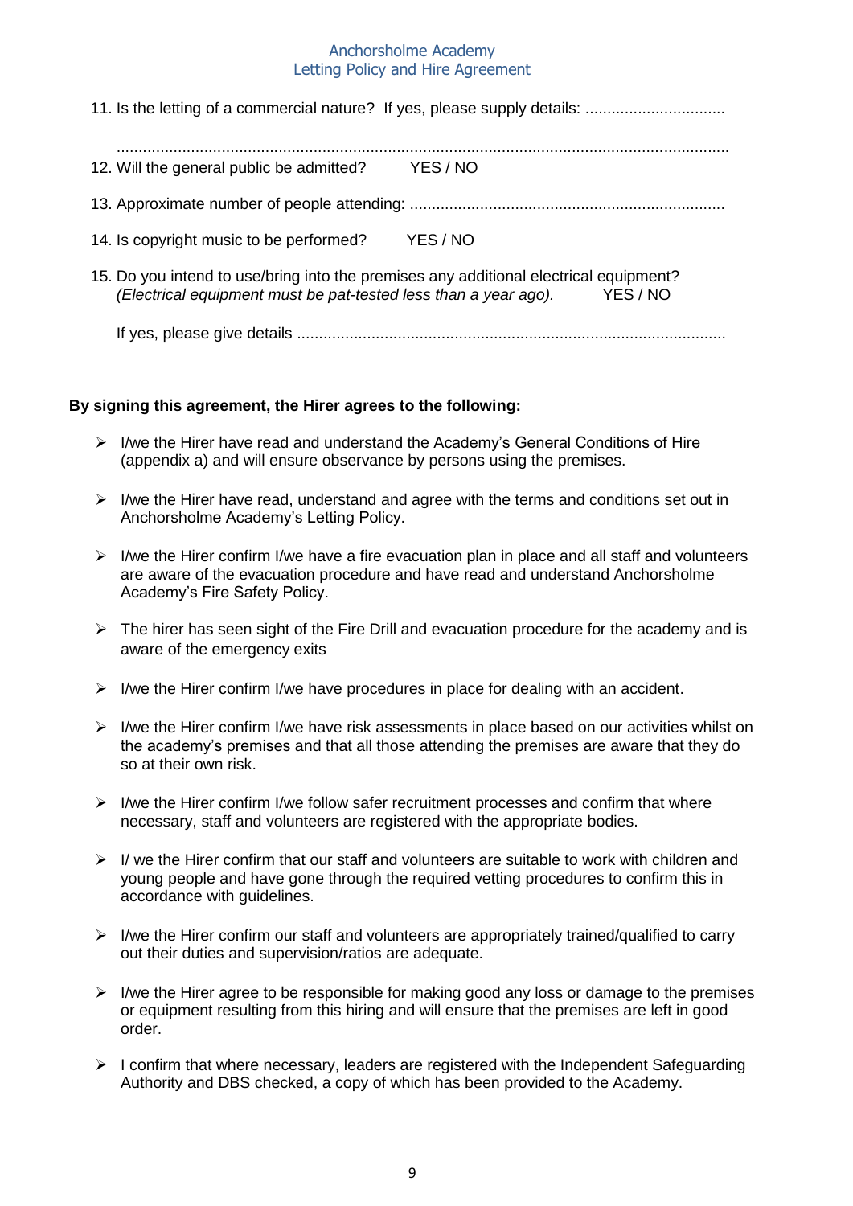11. Is the letting of a commercial nature? If yes, please supply details: ................................

    ............................................................................................................................................

12. Will the general public be admitted? YES / NO

13. Approximate number of people attending: .......................................................................

14. Is copyright music to be performed? YES / NO

15. Do you intend to use/bring into the premises any additional electrical equipment? *(Electrical equipment must be pat-tested less than a year ago).* YES / NO

    If yes, please give details .................................................................................................

**By signing this agreement, the Hirer agrees to the following:**

- I/we the Hirer have read and understand the Academy's General Conditions of Hire (appendix a) and will ensure observance by persons using the premises.
- I/we the Hirer have read, understand and agree with the terms and conditions set out in Anchorsholme Academy's Letting Policy.
- I/we the Hirer confirm I/we have a fire evacuation plan in place and all staff and volunteers are aware of the evacuation procedure and have read and understand Anchorsholme Academy's Fire Safety Policy.
- The hirer has seen sight of the Fire Drill and evacuation procedure for the academy and is aware of the emergency exits
- I/we the Hirer confirm I/we have procedures in place for dealing with an accident.
- I/we the Hirer confirm I/we have risk assessments in place based on our activities whilst on the academy's premises and that all those attending the premises are aware that they do so at their own risk.
- I/we the Hirer confirm I/we follow safer recruitment processes and confirm that where necessary, staff and volunteers are registered with the appropriate bodies.
- I/ we the Hirer confirm that our staff and volunteers are suitable to work with children and young people and have gone through the required vetting procedures to confirm this in accordance with guidelines.
- I/we the Hirer confirm our staff and volunteers are appropriately trained/qualified to carry out their duties and supervision/ratios are adequate.
- I/we the Hirer agree to be responsible for making good any loss or damage to the premises or equipment resulting from this hiring and will ensure that the premises are left in good order.
- I confirm that where necessary, leaders are registered with the Independent Safeguarding Authority and DBS checked, a copy of which has been provided to the Academy.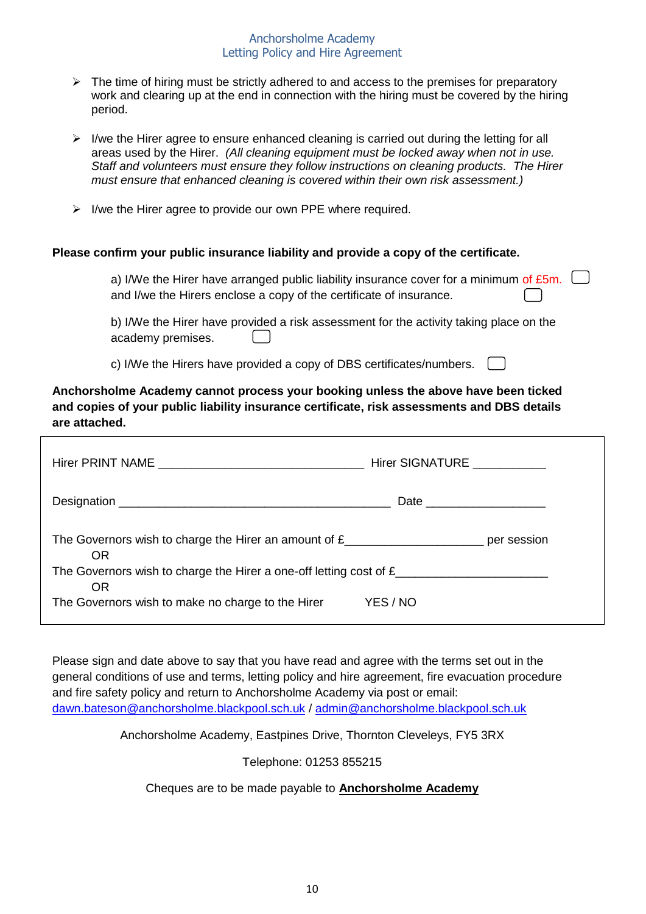- The time of hiring must be strictly adhered to and access to the premises for preparatory work and clearing up at the end in connection with the hiring must be covered by the hiring period.

- I/we the Hirer agree to ensure enhanced cleaning is carried out during the letting for all areas used by the Hirer. *(All cleaning equipment must be locked away when not in use. Staff and volunteers must ensure they follow instructions on cleaning products. The Hirer must ensure that enhanced cleaning is covered within their own risk assessment.)*

- I/we the Hirer agree to provide our own PPE where required.

**Please confirm your public insurance liability and provide a copy of the certificate.**

a) I/We the Hirer have arranged public liability insurance cover for a minimum of £5m. ☐
and I/we the Hirers enclose a copy of the certificate of insurance. ☐

b) I/We the Hirer have provided a risk assessment for the activity taking place on the academy premises. ☐

c) I/We the Hirers have provided a copy of DBS certificates/numbers. ☐

**Anchorsholme Academy cannot process your booking unless the above have been ticked and copies of your public liability insurance certificate, risk assessments and DBS details are attached.**

Hirer PRINT NAME ______________________________ Hirer SIGNATURE ___________

Designation ________________________________________ Date __________________

The Governors wish to charge the Hirer an amount of £____________________ per session
OR
The Governors wish to charge the Hirer a one-off letting cost of £_____________________
OR
The Governors wish to make no charge to the Hirer YES / NO

Please sign and date above to say that you have read and agree with the terms set out in the general conditions of use and terms, letting policy and hire agreement, fire evacuation procedure and fire safety policy and return to Anchorsholme Academy via post or email: dawn.bateson@anchorsholme.blackpool.sch.uk / admin@anchorsholme.blackpool.sch.uk

Anchorsholme Academy, Eastpines Drive, Thornton Cleveleys, FY5 3RX

Telephone: 01253 855215

Cheques are to be made payable to **Anchorsholme Academy**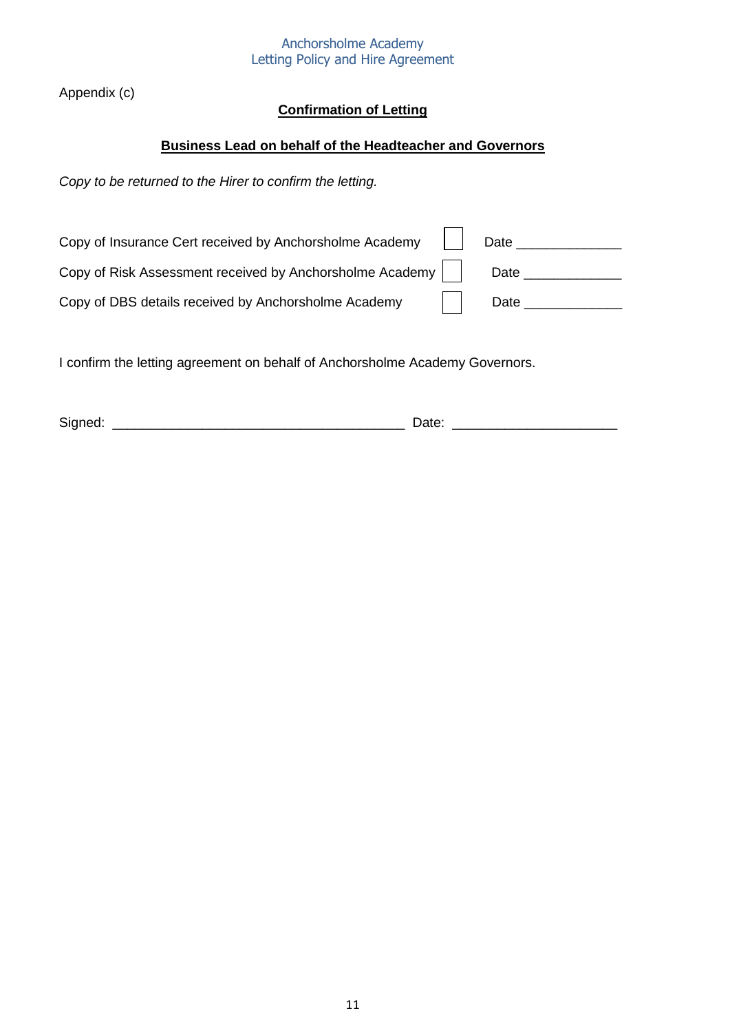Appendix (c)

## Confirmation of Letting

### Business Lead on behalf of the Headteacher and Governors

*Copy to be returned to the Hirer to confirm the letting.*

Copy of Insurance Cert received by Anchorsholme Academy ☐ Date _____________

Copy of Risk Assessment received by Anchorsholme Academy ☐ Date _____________

Copy of DBS details received by Anchorsholme Academy ☐ Date _____________

I confirm the letting agreement on behalf of Anchorsholme Academy Governors.

Signed: ______________________________________ Date: _____________________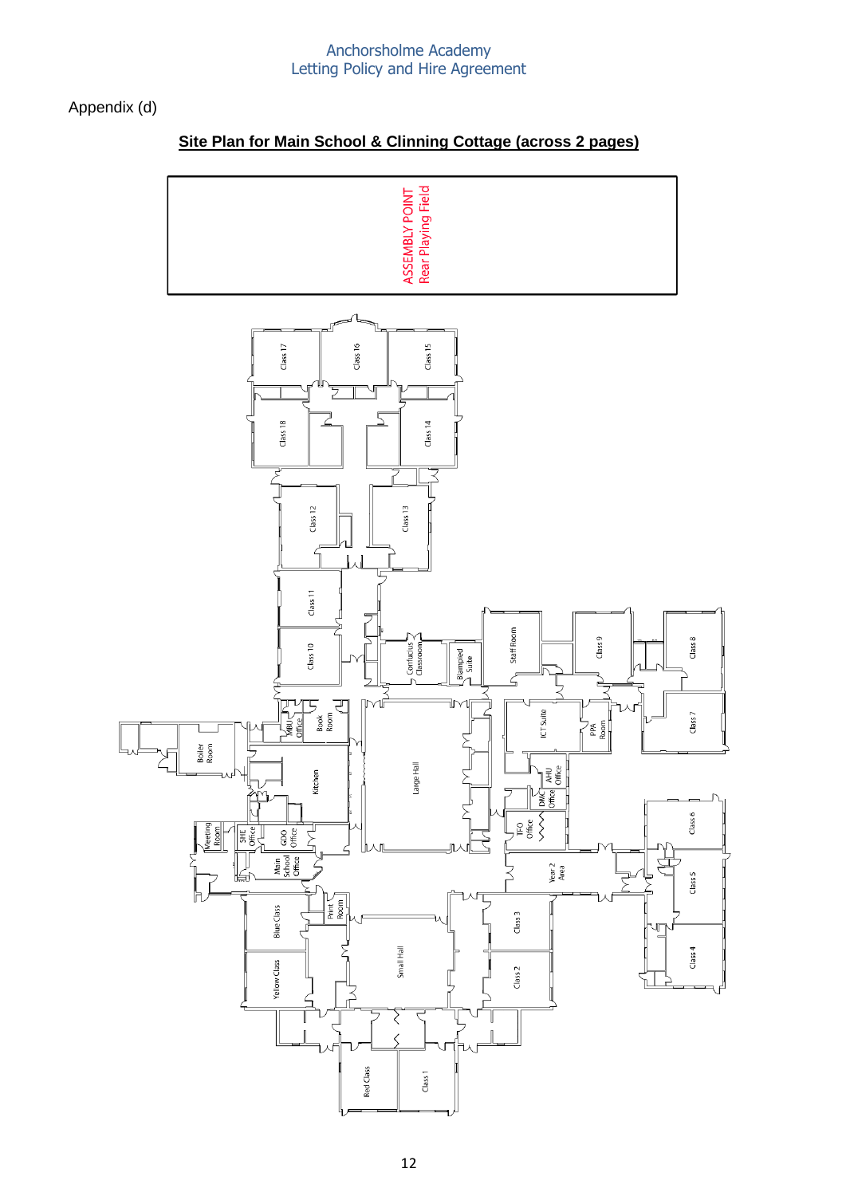Appendix (d)

**Site Plan for Main School & Clinning Cottage (across 2 pages)**

ASSEMBLY POINT
Rear Playing Field

Class 17
Class 16
Class 15
Class 18
Class 14
Class 12
Class 13
Class 11
Class 10
Confucius Classroom
Blamped Suite
Staff Room
Class 9
Class 8
MBU Office
Book Room
ICT Suite
PPA Room
Class 7
Boiler Room
Kitchen
Large Hall
AHU Office
DMC Office
Class 6
Meeting Room
SHE Office
GDO Office
TFO Office
Main School Office
Year 2 Area
Class 5
Print Room
Blue Class
Class 3
Small Hall
Yellow Class
Class 2
Class 4
Red Class
Class 1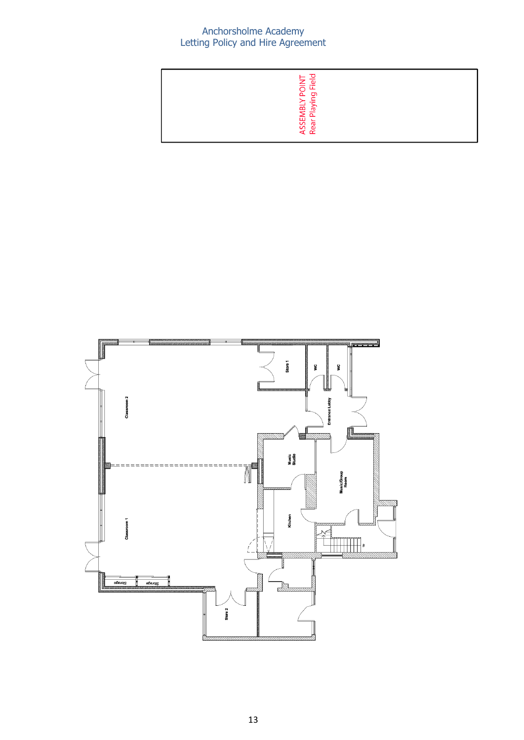ASSEMBLY POINT
Rear Playing Field

Store 1
WC
WC
Classroom 2
Entrance Lobby
Music Studio
Music/Group Room
Classroom 1
Kitchen
Storage
Storage
Store 2